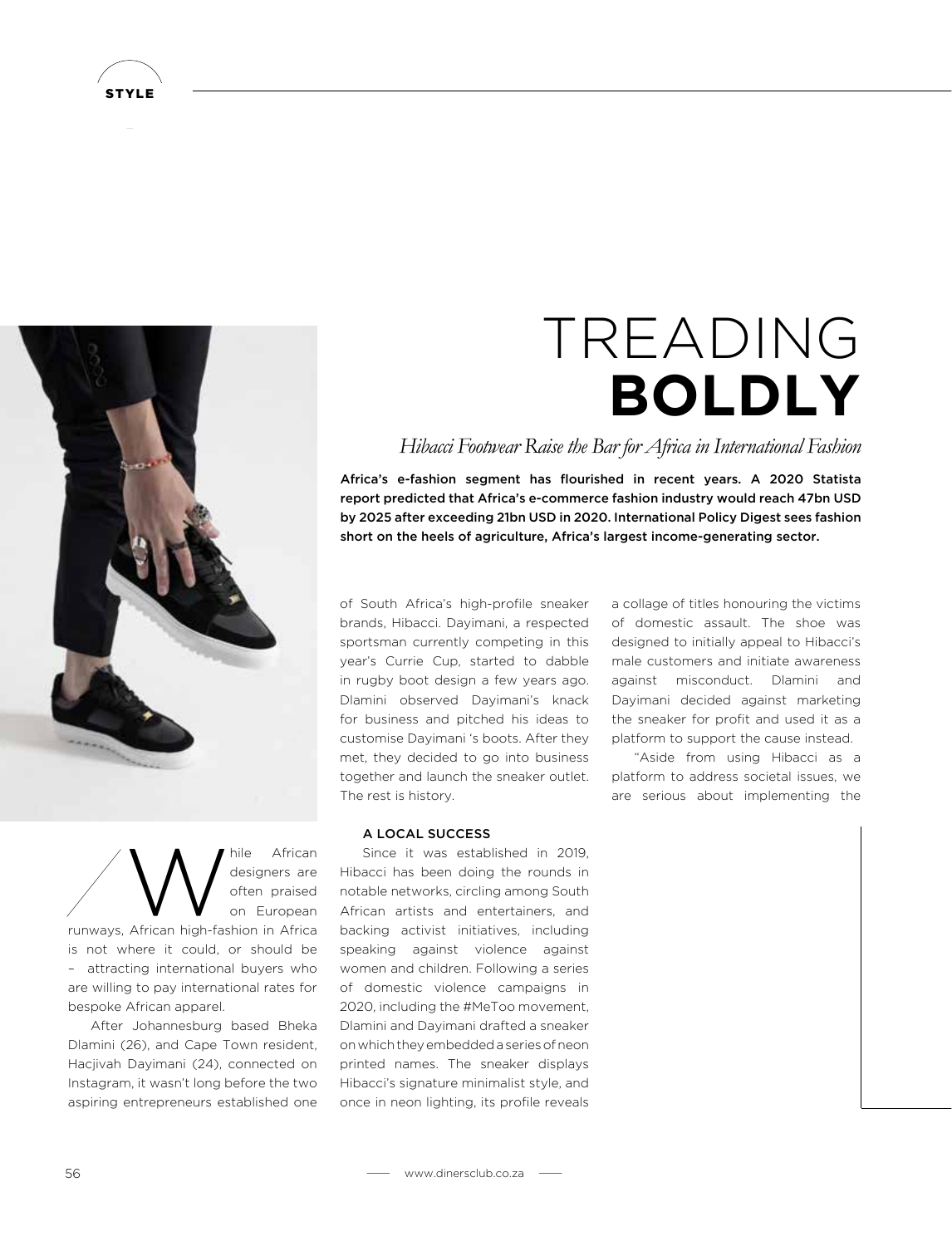# TREADING **BOLDLY**

*Hibacci Footwear Raise the Bar for Africa in International Fashion*

**Africa's e-fashion segment has flourished in recent years. A 2020 Statista report predicted that Africa's e-commerce fashion industry would reach 47bn USD by 2025 after exceeding 21bn USD in 2020. International Policy Digest sees fashion short on the heels of agriculture, Africa's largest income-generating sector.**

While African designers are often praised on European runways, African high-fashion in Africa is not where it could, or should be – attracting international buyers who are willing to pay international rates for bespoke African apparel.

After Johannesburg based Bheka Dlamini (26), and Cape Town resident, Hacjivah Dayimani (24), connected on Instagram, it wasn't long before the two aspiring entrepreneurs established one of South Africa's high-profile sneaker brands, Hibacci. Dayimani, a respected sportsman currently competing in this year's Currie Cup, started to dabble in rugby boot design a few years ago. Dlamini observed Dayimani's knack for business and pitched his ideas to customise Dayimani 's boots. After they met, they decided to go into business together and launch the sneaker outlet. The rest is history.

### A LOCAL SUCCESS

Since it was established in 2019, Hibacci has been doing the rounds in notable networks, circling among South African artists and entertainers, and backing activist initiatives, including speaking against violence against women and children. Following a series of domestic violence campaigns in 2020, including the #MeToo movement, Dlamini and Dayimani drafted a sneaker on which they embedded a series of neon printed names. The sneaker displays Hibacci's signature minimalist style, and once in neon lighting, its profile reveals a collage of titles honouring the victims of domestic assault. The shoe was designed to initially appeal to Hibacci's male customers and initiate awareness against misconduct. Dlamini and Dayimani decided against marketing the sneaker for profit and used it as a platform to support the cause instead.

"Aside from using Hibacci as a platform to address societal issues, we are serious about implementing the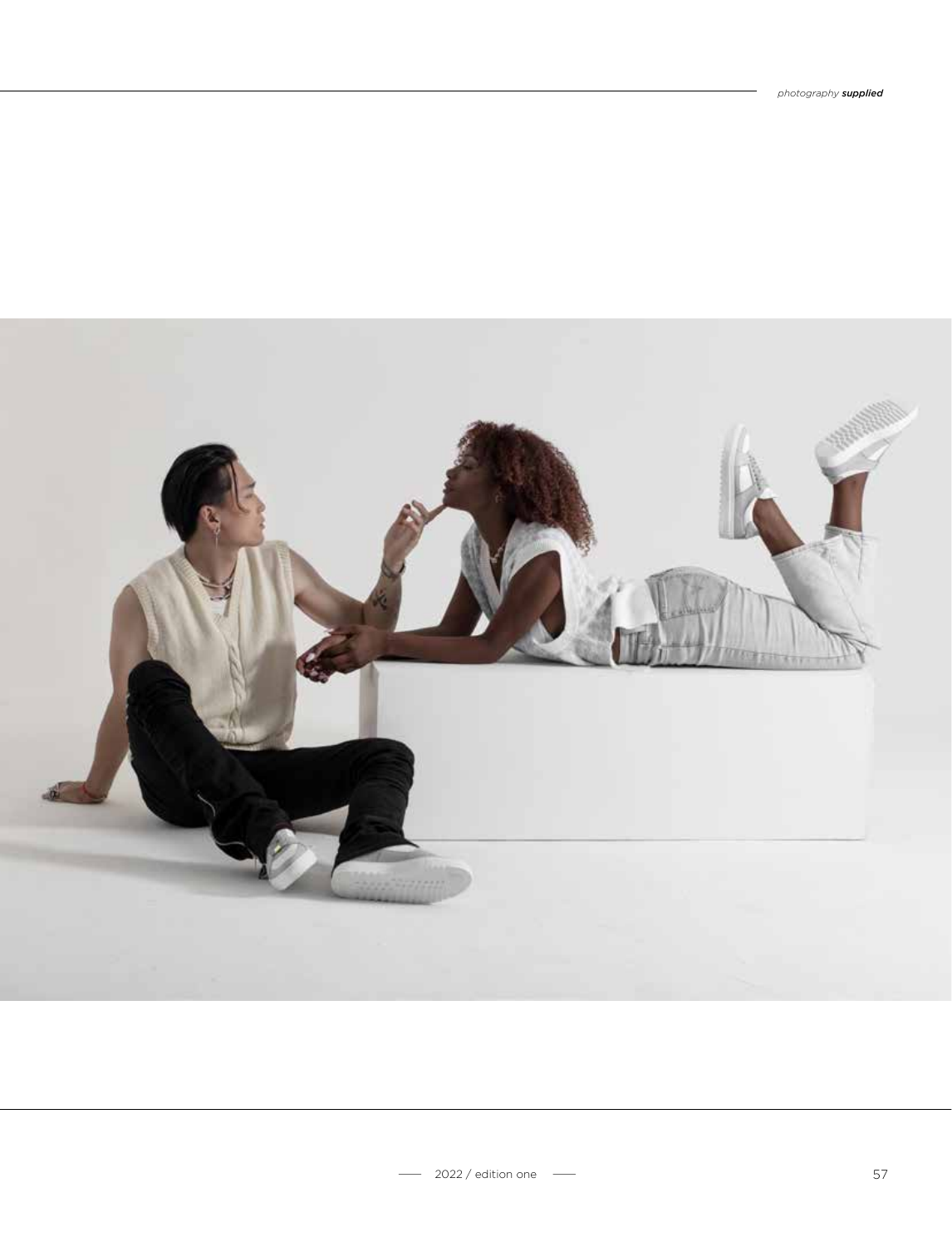*photography **supplied***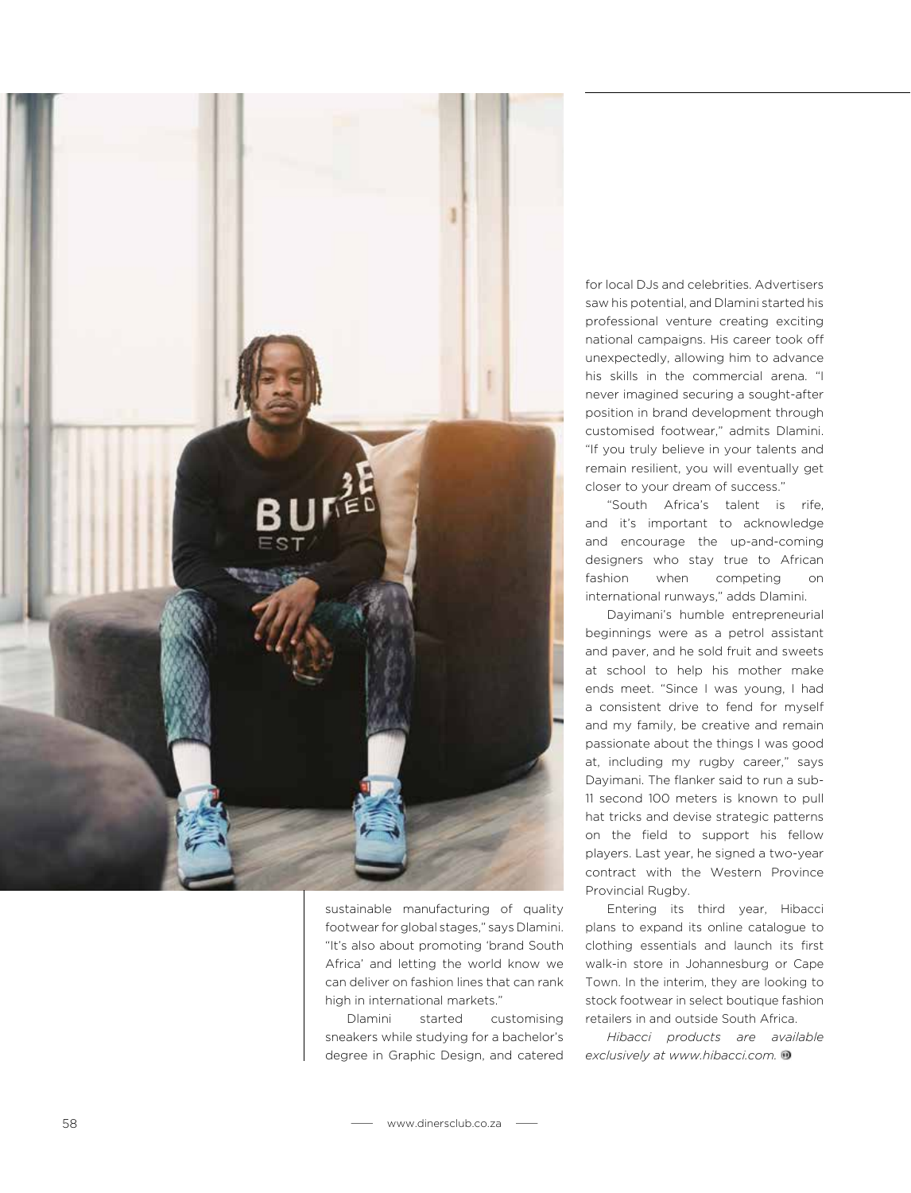sustainable manufacturing of quality footwear for global stages," says Dlamini. "It's also about promoting 'brand South Africa' and letting the world know we can deliver on fashion lines that can rank high in international markets."

Dlamini started customising sneakers while studying for a bachelor's degree in Graphic Design, and catered for local DJs and celebrities. Advertisers saw his potential, and Dlamini started his professional venture creating exciting national campaigns. His career took off unexpectedly, allowing him to advance his skills in the commercial arena. "I never imagined securing a sought-after position in brand development through customised footwear," admits Dlamini. "If you truly believe in your talents and remain resilient, you will eventually get closer to your dream of success."

"South Africa's talent is rife, and it's important to acknowledge and encourage the up-and-coming designers who stay true to African fashion when competing on international runways," adds Dlamini.

Dayimani's humble entrepreneurial beginnings were as a petrol assistant and paver, and he sold fruit and sweets at school to help his mother make ends meet. "Since I was young, I had a consistent drive to fend for myself and my family, be creative and remain passionate about the things I was good at, including my rugby career," says Dayimani. The flanker said to run a sub-11 second 100 meters is known to pull hat tricks and devise strategic patterns on the field to support his fellow players. Last year, he signed a two-year contract with the Western Province Provincial Rugby.

Entering its third year, Hibacci plans to expand its online catalogue to clothing essentials and launch its first walk-in store in Johannesburg or Cape Town. In the interim, they are looking to stock footwear in select boutique fashion retailers in and outside South Africa.

*Hibacci products are available exclusively at www.hibacci.com.*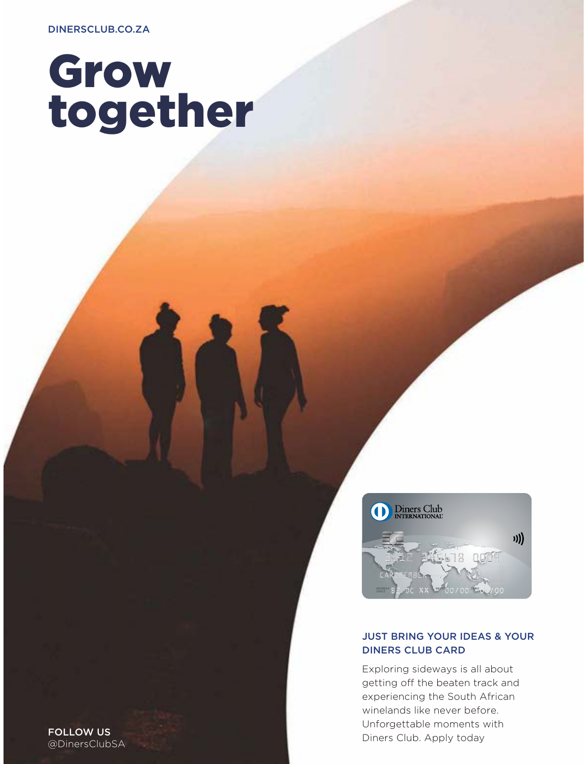DINERSCLUB.CO.ZA

# Grow together

### JUST BRING YOUR IDEAS & YOUR DINERS CLUB CARD

Exploring sideways is all about getting off the beaten track and experiencing the South African winelands like never before. Unforgettable moments with Diners Club. Apply today

**FOLLOW US**
@DinersClubSA